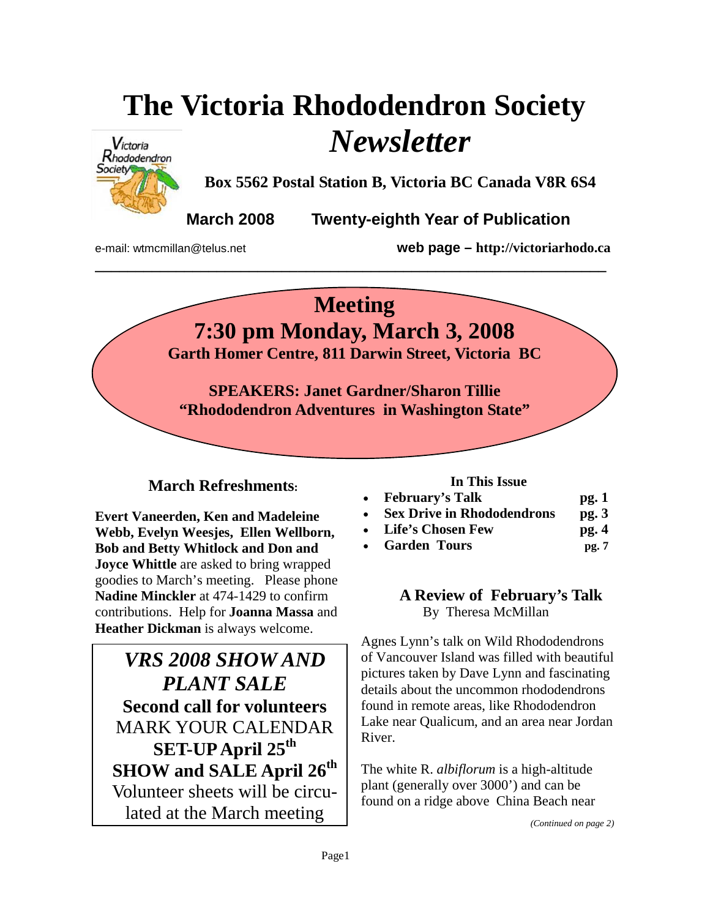# The Victoria Rhododendron Society *Newsletter*

**Box 5562 Postal Station B, Victoria BC Canada V8R 6S4**

**March 2008 Twenty-eighth Year of Publication**

e-mail: wtmcmillan@telus.net **web page – http://victoriarhodo.ca**

---

## Meeting
## 7:30 pm Monday, March 3, 2008
**Garth Homer Centre, 811 Darwin Street, Victoria BC**

**SPEAKERS: Janet Gardner/Sharon Tillie**
**"Rhododendron Adventures in Washington State"**

### March Refreshments:

**Evert Vaneerden, Ken and Madeleine Webb, Evelyn Weesjes, Ellen Wellborn, Bob and Betty Whitlock and Don and Joyce Whittle** are asked to bring wrapped goodies to March's meeting. Please phone **Nadine Minckler** at 474-1429 to confirm contributions. Help for **Joanna Massa** and **Heather Dickman** is always welcome.

> ***VRS 2008 SHOW AND PLANT SALE***
> **Second call for volunteers**
> MARK YOUR CALENDAR
> **SET-UP April 25th**
> **SHOW and SALE April 26th**
> Volunteer sheets will be circulated at the March meeting

**In This Issue**

- **February's Talk** **pg. 1**
- **Sex Drive in Rhododendrons** **pg. 3**
- **Life's Chosen Few** **pg. 4**
- **Garden Tours** **pg. 7**

### A Review of February's Talk
By Theresa McMillan

Agnes Lynn's talk on Wild Rhododendrons of Vancouver Island was filled with beautiful pictures taken by Dave Lynn and fascinating details about the uncommon rhododendrons found in remote areas, like Rhododendron Lake near Qualicum, and an area near Jordan River.

The white R. *albiflorum* is a high-altitude plant (generally over 3000') and can be found on a ridge above China Beach near

*(Continued on page 2)*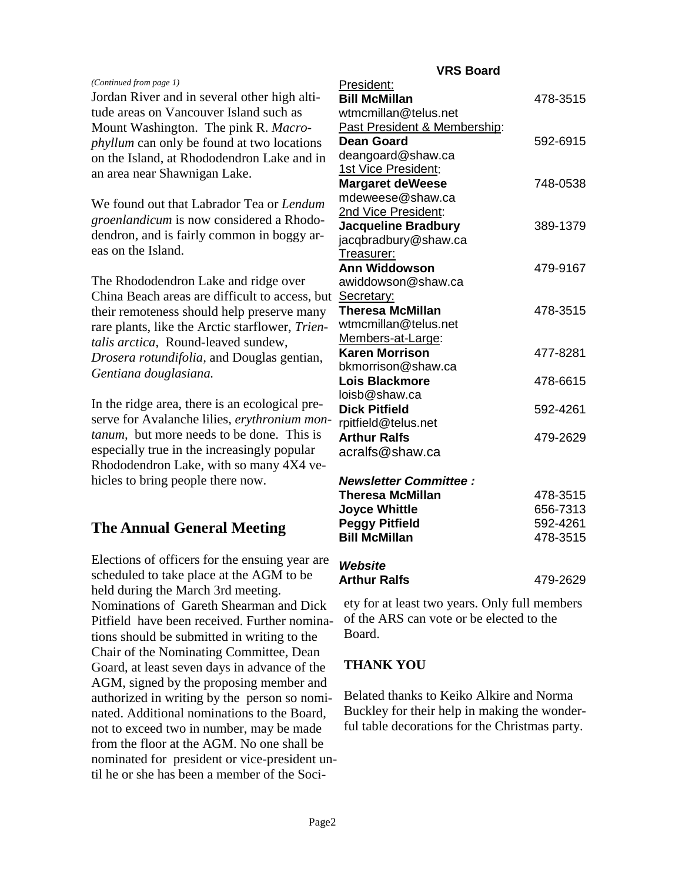*(Continued from page 1)*

Jordan River and in several other high altitude areas on Vancouver Island such as Mount Washington. The pink R. *Macrophyllum* can only be found at two locations on the Island, at Rhododendron Lake and in an area near Shawnigan Lake.

We found out that Labrador Tea or *Lendum groenlandicum* is now considered a Rhododendron, and is fairly common in boggy areas on the Island.

The Rhododendron Lake and ridge over China Beach areas are difficult to access, but their remoteness should help preserve many rare plants, like the Arctic starflower, *Trientalis arctica*, Round-leaved sundew, *Drosera rotundifolia*, and Douglas gentian, *Gentiana douglasiana.*

In the ridge area, there is an ecological preserve for Avalanche lilies, *erythronium montanum*, but more needs to be done. This is especially true in the increasingly popular Rhododendron Lake, with so many 4X4 vehicles to bring people there now.

## The Annual General Meeting

Elections of officers for the ensuing year are scheduled to take place at the AGM to be held during the March 3rd meeting. Nominations of Gareth Shearman and Dick Pitfield have been received. Further nominations should be submitted in writing to the Chair of the Nominating Committee, Dean Goard, at least seven days in advance of the AGM, signed by the proposing member and authorized in writing by the person so nominated. Additional nominations to the Board, not to exceed two in number, may be made from the floor at the AGM. No one shall be nominated for president or vice-president until he or she has been a member of the Society for at least two years. Only full members of the ARS can vote or be elected to the Board.

## THANK YOU

Belated thanks to Keiko Alkire and Norma Buckley for their help in making the wonderful table decorations for the Christmas party.

**VRS Board**

President:
**Bill McMillan** 478-3515
wtmcmillan@telus.net

Past President & Membership:
**Dean Goard** 592-6915
deangoard@shaw.ca

1st Vice President:
**Margaret deWeese** 748-0538
mdeweese@shaw.ca

2nd Vice President:
**Jacqueline Bradbury** 389-1379
jacqbradbury@shaw.ca

Treasurer:
**Ann Widdowson** 479-9167
awiddowson@shaw.ca

Secretary:
**Theresa McMillan** 478-3515
wtmcmillan@telus.net

Members-at-Large:
**Karen Morrison** 477-8281
bkmorrison@shaw.ca
**Lois Blackmore** 478-6615
loisb@shaw.ca
**Dick Pitfield** 592-4261
rpitfield@telus.net
**Arthur Ralfs** 479-2629
acralfs@shaw.ca

***Newsletter Committee :***
**Theresa McMillan** 478-3515
**Joyce Whittle** 656-7313
**Peggy Pitfield** 592-4261
**Bill McMillan** 478-3515

***Website***
**Arthur Ralfs** 479-2629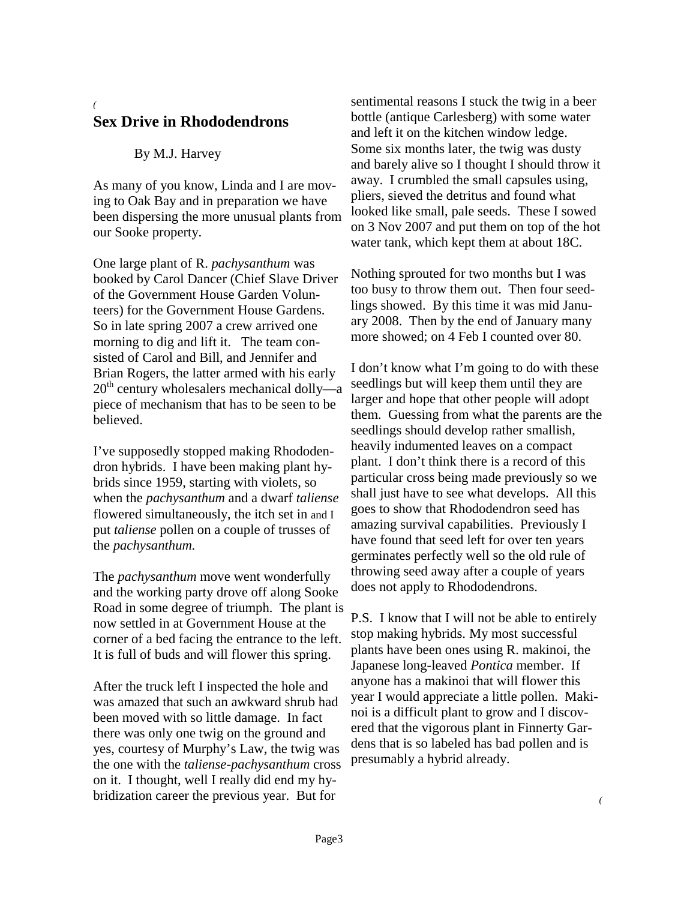## Sex Drive in Rhododendrons

By M.J. Harvey

As many of you know, Linda and I are moving to Oak Bay and in preparation we have been dispersing the more unusual plants from our Sooke property.

One large plant of R. *pachysanthum* was booked by Carol Dancer (Chief Slave Driver of the Government House Garden Volunteers) for the Government House Gardens. So in late spring 2007 a crew arrived one morning to dig and lift it. The team consisted of Carol and Bill, and Jennifer and Brian Rogers, the latter armed with his early 20th century wholesalers mechanical dolly—a piece of mechanism that has to be seen to be believed.

I've supposedly stopped making Rhododendron hybrids. I have been making plant hybrids since 1959, starting with violets, so when the *pachysanthum* and a dwarf *taliense* flowered simultaneously, the itch set in and I put *taliense* pollen on a couple of trusses of the *pachysanthum.*

The *pachysanthum* move went wonderfully and the working party drove off along Sooke Road in some degree of triumph. The plant is now settled in at Government House at the corner of a bed facing the entrance to the left. It is full of buds and will flower this spring.

After the truck left I inspected the hole and was amazed that such an awkward shrub had been moved with so little damage. In fact there was only one twig on the ground and yes, courtesy of Murphy's Law, the twig was the one with the *taliense-pachysanthum* cross on it. I thought, well I really did end my hybridization career the previous year. But for sentimental reasons I stuck the twig in a beer bottle (antique Carlesberg) with some water and left it on the kitchen window ledge. Some six months later, the twig was dusty and barely alive so I thought I should throw it away. I crumbled the small capsules using, pliers, sieved the detritus and found what looked like small, pale seeds. These I sowed on 3 Nov 2007 and put them on top of the hot water tank, which kept them at about 18C.

Nothing sprouted for two months but I was too busy to throw them out. Then four seedlings showed. By this time it was mid January 2008. Then by the end of January many more showed; on 4 Feb I counted over 80.

I don't know what I'm going to do with these seedlings but will keep them until they are larger and hope that other people will adopt them. Guessing from what the parents are the seedlings should develop rather smallish, heavily indumented leaves on a compact plant. I don't think there is a record of this particular cross being made previously so we shall just have to see what develops. All this goes to show that Rhododendron seed has amazing survival capabilities. Previously I have found that seed left for over ten years germinates perfectly well so the old rule of throwing seed away after a couple of years does not apply to Rhododendrons.

P.S. I know that I will not be able to entirely stop making hybrids. My most successful plants have been ones using R. makinoi, the Japanese long-leaved *Pontica* member. If anyone has a makinoi that will flower this year I would appreciate a little pollen. Makinoi is a difficult plant to grow and I discovered that the vigorous plant in Finnerty Gardens that is so labeled has bad pollen and is presumably a hybrid already.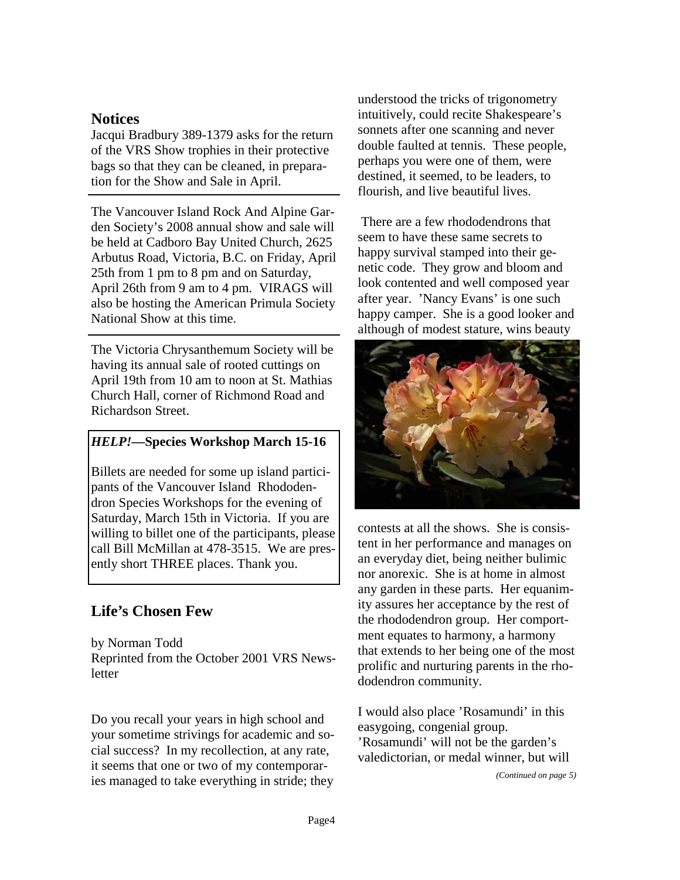## Notices

Jacqui Bradbury 389-1379 asks for the return of the VRS Show trophies in their protective bags so that they can be cleaned, in preparation for the Show and Sale in April.

---

The Vancouver Island Rock And Alpine Garden Society's 2008 annual show and sale will be held at Cadboro Bay United Church, 2625 Arbutus Road, Victoria, B.C. on Friday, April 25th from 1 pm to 8 pm and on Saturday, April 26th from 9 am to 4 pm. VIRAGS will also be hosting the American Primula Society National Show at this time.

---

The Victoria Chrysanthemum Society will be having its annual sale of rooted cuttings on April 19th from 10 am to noon at St. Mathias Church Hall, corner of Richmond Road and Richardson Street.

---

***HELP!*—Species Workshop March 15-16**

Billets are needed for some up island participants of the Vancouver Island Rhododendron Species Workshops for the evening of Saturday, March 15th in Victoria. If you are willing to billet one of the participants, please call Bill McMillan at 478-3515. We are presently short THREE places. Thank you.

## Life's Chosen Few

by Norman Todd
Reprinted from the October 2001 VRS Newsletter

Do you recall your years in high school and your sometime strivings for academic and social success? In my recollection, at any rate, it seems that one or two of my contemporaries managed to take everything in stride; they understood the tricks of trigonometry intuitively, could recite Shakespeare's sonnets after one scanning and never double faulted at tennis. These people, perhaps you were one of them, were destined, it seemed, to be leaders, to flourish, and live beautiful lives.

There are a few rhododendrons that seem to have these same secrets to happy survival stamped into their genetic code. They grow and bloom and look contented and well composed year after year. 'Nancy Evans' is one such happy camper. She is a good looker and although of modest stature, wins beauty contests at all the shows. She is consistent in her performance and manages on an everyday diet, being neither bulimic nor anorexic. She is at home in almost any garden in these parts. Her equanimity assures her acceptance by the rest of the rhododendron group. Her comportment equates to harmony, a harmony that extends to her being one of the most prolific and nurturing parents in the rhododendron community.

I would also place 'Rosamundi' in this easygoing, congenial group. 'Rosamundi' will not be the garden's valedictorian, or medal winner, but will

*(Continued on page 5)*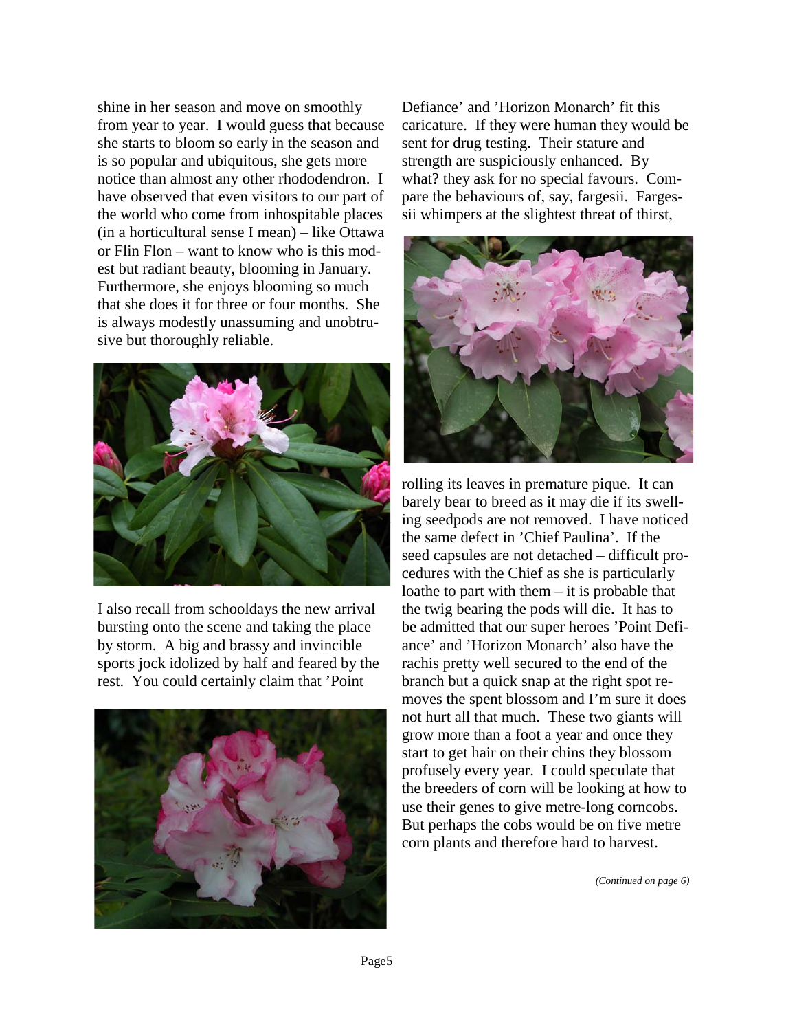shine in her season and move on smoothly from year to year. I would guess that because she starts to bloom so early in the season and is so popular and ubiquitous, she gets more notice than almost any other rhododendron. I have observed that even visitors to our part of the world who come from inhospitable places (in a horticultural sense I mean) – like Ottawa or Flin Flon – want to know who is this modest but radiant beauty, blooming in January. Furthermore, she enjoys blooming so much that she does it for three or four months. She is always modestly unassuming and unobtrusive but thoroughly reliable.

I also recall from schooldays the new arrival bursting onto the scene and taking the place by storm. A big and brassy and invincible sports jock idolized by half and feared by the rest. You could certainly claim that 'Point Defiance' and 'Horizon Monarch' fit this caricature. If they were human they would be sent for drug testing. Their stature and strength are suspiciously enhanced. By what? they ask for no special favours. Compare the behaviours of, say, fargesii. Fargessii whimpers at the slightest threat of thirst, rolling its leaves in premature pique. It can barely bear to breed as it may die if its swelling seedpods are not removed. I have noticed the same defect in 'Chief Paulina'. If the seed capsules are not detached – difficult procedures with the Chief as she is particularly loathe to part with them – it is probable that the twig bearing the pods will die. It has to be admitted that our super heroes 'Point Defiance' and 'Horizon Monarch' also have the rachis pretty well secured to the end of the branch but a quick snap at the right spot removes the spent blossom and I'm sure it does not hurt all that much. These two giants will grow more than a foot a year and once they start to get hair on their chins they blossom profusely every year. I could speculate that the breeders of corn will be looking at how to use their genes to give metre-long corncobs. But perhaps the cobs would be on five metre corn plants and therefore hard to harvest.

*(Continued on page 6)*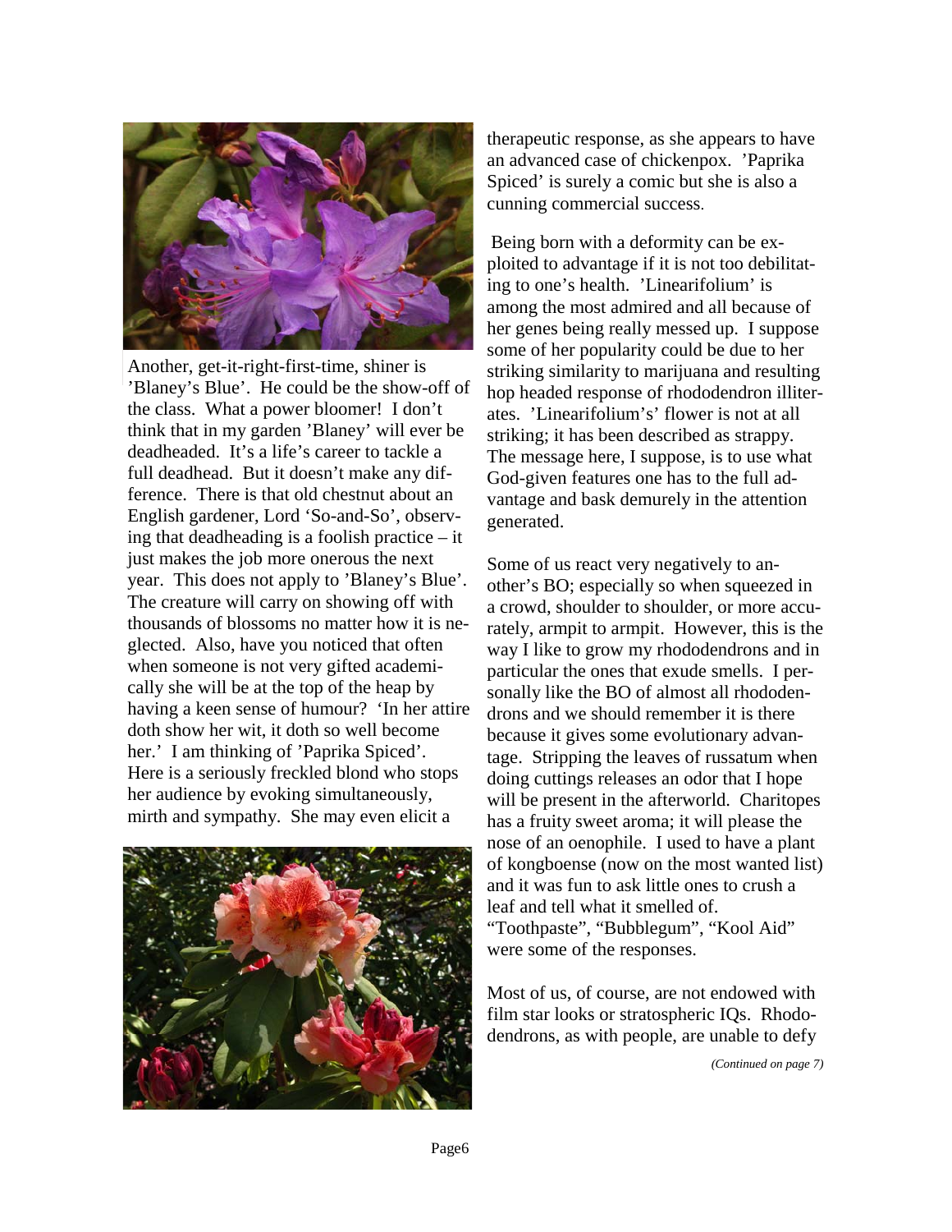Another, get-it-right-first-time, shiner is 'Blaney's Blue'. He could be the show-off of the class. What a power bloomer! I don't think that in my garden 'Blaney' will ever be deadheaded. It's a life's career to tackle a full deadhead. But it doesn't make any difference. There is that old chestnut about an English gardener, Lord 'So-and-So', observing that deadheading is a foolish practice – it just makes the job more onerous the next year. This does not apply to 'Blaney's Blue'. The creature will carry on showing off with thousands of blossoms no matter how it is neglected. Also, have you noticed that often when someone is not very gifted academically she will be at the top of the heap by having a keen sense of humour? 'In her attire doth show her wit, it doth so well become her.' I am thinking of 'Paprika Spiced'. Here is a seriously freckled blond who stops her audience by evoking simultaneously, mirth and sympathy. She may even elicit a therapeutic response, as she appears to have an advanced case of chickenpox. 'Paprika Spiced' is surely a comic but she is also a cunning commercial success.

Being born with a deformity can be exploited to advantage if it is not too debilitating to one's health. 'Linearifolium' is among the most admired and all because of her genes being really messed up. I suppose some of her popularity could be due to her striking similarity to marijuana and resulting hop headed response of rhododendron illiterates. 'Linearifolium's' flower is not at all striking; it has been described as strappy. The message here, I suppose, is to use what God-given features one has to the full advantage and bask demurely in the attention generated.

Some of us react very negatively to another's BO; especially so when squeezed in a crowd, shoulder to shoulder, or more accurately, armpit to armpit. However, this is the way I like to grow my rhododendrons and in particular the ones that exude smells. I personally like the BO of almost all rhododendrons and we should remember it is there because it gives some evolutionary advantage. Stripping the leaves of russatum when doing cuttings releases an odor that I hope will be present in the afterworld. Charitopes has a fruity sweet aroma; it will please the nose of an oenophile. I used to have a plant of kongboense (now on the most wanted list) and it was fun to ask little ones to crush a leaf and tell what it smelled of. "Toothpaste", "Bubblegum", "Kool Aid" were some of the responses.

Most of us, of course, are not endowed with film star looks or stratospheric IQs. Rhododendrons, as with people, are unable to defy

*(Continued on page 7)*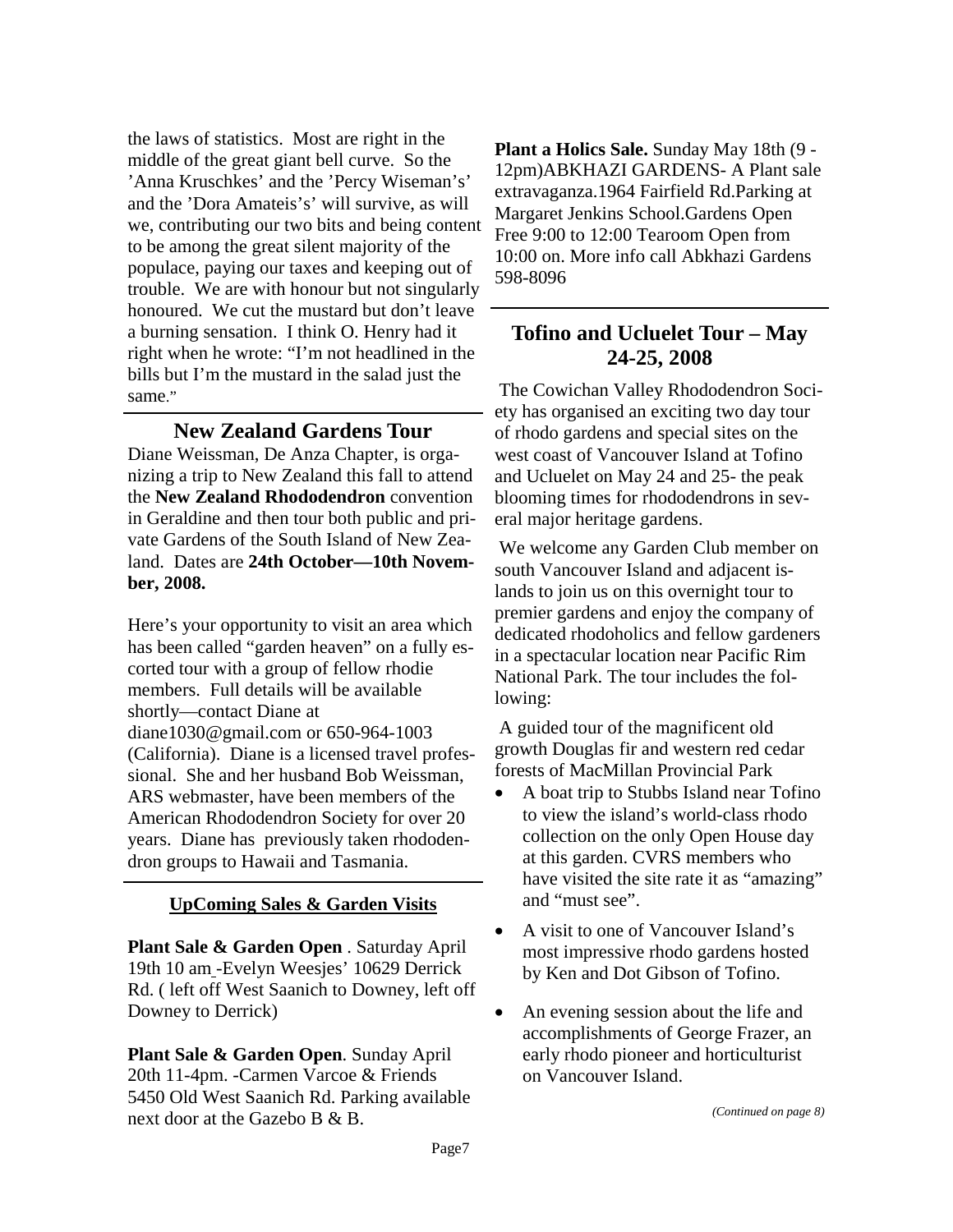the laws of statistics. Most are right in the middle of the great giant bell curve. So the 'Anna Kruschkes' and the 'Percy Wiseman's' and the 'Dora Amateis's' will survive, as will we, contributing our two bits and being content to be among the great silent majority of the populace, paying our taxes and keeping out of trouble. We are with honour but not singularly honoured. We cut the mustard but don't leave a burning sensation. I think O. Henry had it right when he wrote: "I'm not headlined in the bills but I'm the mustard in the salad just the same."

## New Zealand Gardens Tour

Diane Weissman, De Anza Chapter, is organizing a trip to New Zealand this fall to attend the **New Zealand Rhododendron** convention in Geraldine and then tour both public and private Gardens of the South Island of New Zealand. Dates are **24th October—10th November, 2008.**

Here's your opportunity to visit an area which has been called "garden heaven" on a fully escorted tour with a group of fellow rhodie members. Full details will be available shortly—contact Diane at diane1030@gmail.com or 650-964-1003 (California). Diane is a licensed travel professional. She and her husband Bob Weissman, ARS webmaster, have been members of the American Rhododendron Society for over 20 years. Diane has previously taken rhododendron groups to Hawaii and Tasmania.

## UpComing Sales & Garden Visits

**Plant Sale & Garden Open** . Saturday April 19th 10 am -Evelyn Weesjes' 10629 Derrick Rd. ( left off West Saanich to Downey, left off Downey to Derrick)

**Plant Sale & Garden Open**. Sunday April 20th 11-4pm. -Carmen Varcoe & Friends 5450 Old West Saanich Rd. Parking available next door at the Gazebo B & B.

**Plant a Holics Sale.** Sunday May 18th (9 - 12pm)ABKHAZI GARDENS- A Plant sale extravaganza.1964 Fairfield Rd.Parking at Margaret Jenkins School.Gardens Open Free 9:00 to 12:00 Tearoom Open from 10:00 on. More info call Abkhazi Gardens 598-8096

## Tofino and Ucluelet Tour – May 24-25, 2008

The Cowichan Valley Rhododendron Society has organised an exciting two day tour of rhodo gardens and special sites on the west coast of Vancouver Island at Tofino and Ucluelet on May 24 and 25- the peak blooming times for rhododendrons in several major heritage gardens.

We welcome any Garden Club member on south Vancouver Island and adjacent islands to join us on this overnight tour to premier gardens and enjoy the company of dedicated rhodoholics and fellow gardeners in a spectacular location near Pacific Rim National Park. The tour includes the following:

A guided tour of the magnificent old growth Douglas fir and western red cedar forests of MacMillan Provincial Park

- A boat trip to Stubbs Island near Tofino to view the island's world-class rhodo collection on the only Open House day at this garden. CVRS members who have visited the site rate it as "amazing" and "must see".
- A visit to one of Vancouver Island's most impressive rhodo gardens hosted by Ken and Dot Gibson of Tofino.
- An evening session about the life and accomplishments of George Frazer, an early rhodo pioneer and horticulturist on Vancouver Island.

*(Continued on page 8)*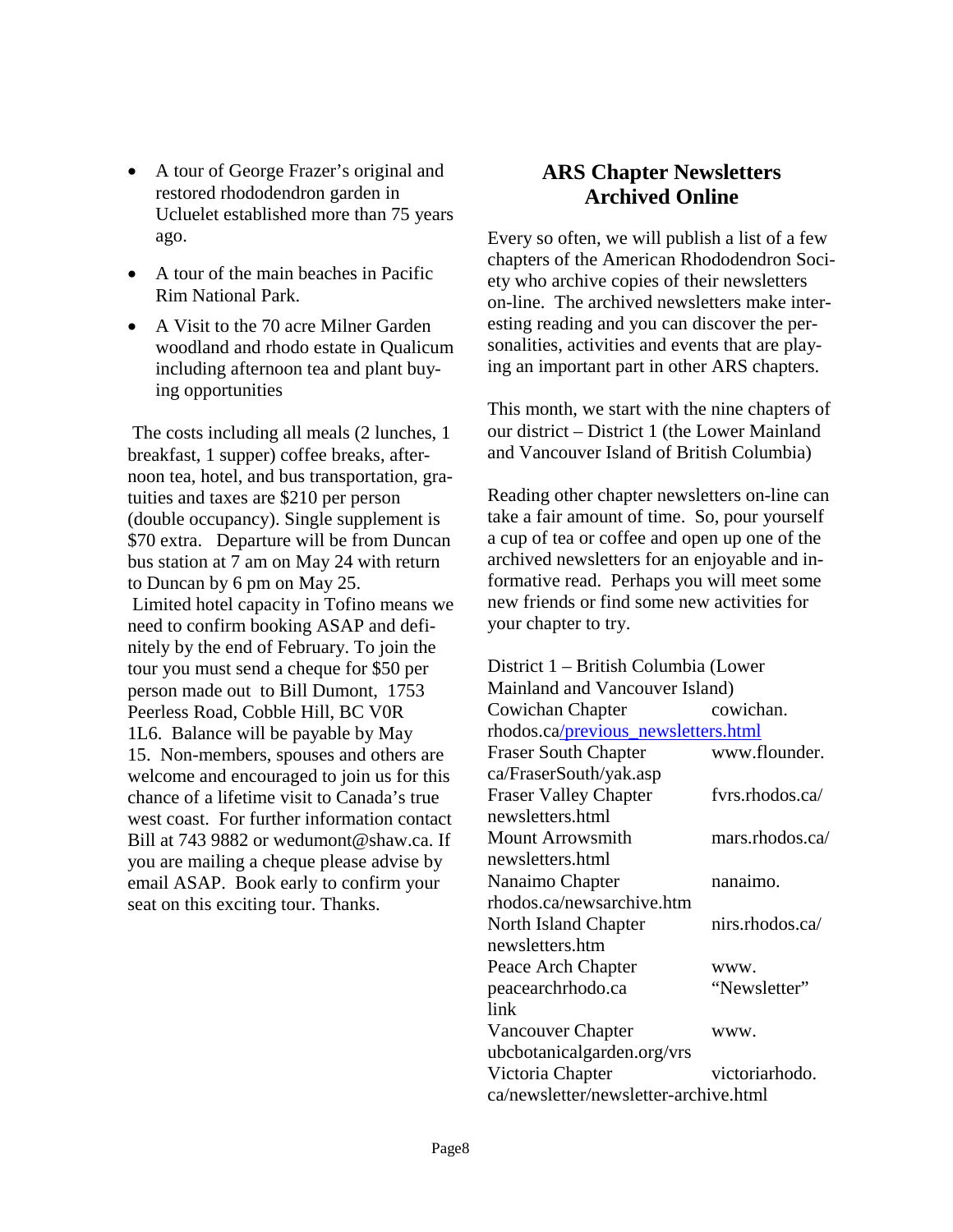- A tour of George Frazer's original and restored rhododendron garden in Ucluelet established more than 75 years ago.
- A tour of the main beaches in Pacific Rim National Park.
- A Visit to the 70 acre Milner Garden woodland and rhodo estate in Qualicum including afternoon tea and plant buying opportunities

The costs including all meals (2 lunches, 1 breakfast, 1 supper) coffee breaks, afternoon tea, hotel, and bus transportation, gratuities and taxes are $210 per person (double occupancy). Single supplement is $70 extra. Departure will be from Duncan bus station at 7 am on May 24 with return to Duncan by 6 pm on May 25.

Limited hotel capacity in Tofino means we need to confirm booking ASAP and definitely by the end of February. To join the tour you must send a cheque for $50 per person made out to Bill Dumont, 1753 Peerless Road, Cobble Hill, BC V0R 1L6. Balance will be payable by May 15. Non-members, spouses and others are welcome and encouraged to join us for this chance of a lifetime visit to Canada's true west coast. For further information contact Bill at 743 9882 or wedumont@shaw.ca. If you are mailing a cheque please advise by email ASAP. Book early to confirm your seat on this exciting tour. Thanks.

## ARS Chapter Newsletters Archived Online

Every so often, we will publish a list of a few chapters of the American Rhododendron Society who archive copies of their newsletters on-line. The archived newsletters make interesting reading and you can discover the personalities, activities and events that are playing an important part in other ARS chapters.

This month, we start with the nine chapters of our district – District 1 (the Lower Mainland and Vancouver Island of British Columbia)

Reading other chapter newsletters on-line can take a fair amount of time. So, pour yourself a cup of tea or coffee and open up one of the archived newsletters for an enjoyable and informative read. Perhaps you will meet some new friends or find some new activities for your chapter to try.

District 1 – British Columbia (Lower Mainland and Vancouver Island)

Cowichan Chapter cowichan.rhodos.ca/previous_newsletters.html
Fraser South Chapter www.flounder.ca/FraserSouth/yak.asp
Fraser Valley Chapter fvrs.rhodos.ca/newsletters.html
Mount Arrowsmith mars.rhodos.ca/newsletters.html
Nanaimo Chapter nanaimo.rhodos.ca/newsarchive.htm
North Island Chapter nirs.rhodos.ca/newsletters.htm
Peace Arch Chapter www.peacearchrhodo.ca "Newsletter" link
Vancouver Chapter www.ubcbotanicalgarden.org/vrs
Victoria Chapter victoriarhodo.ca/newsletter/newsletter-archive.html